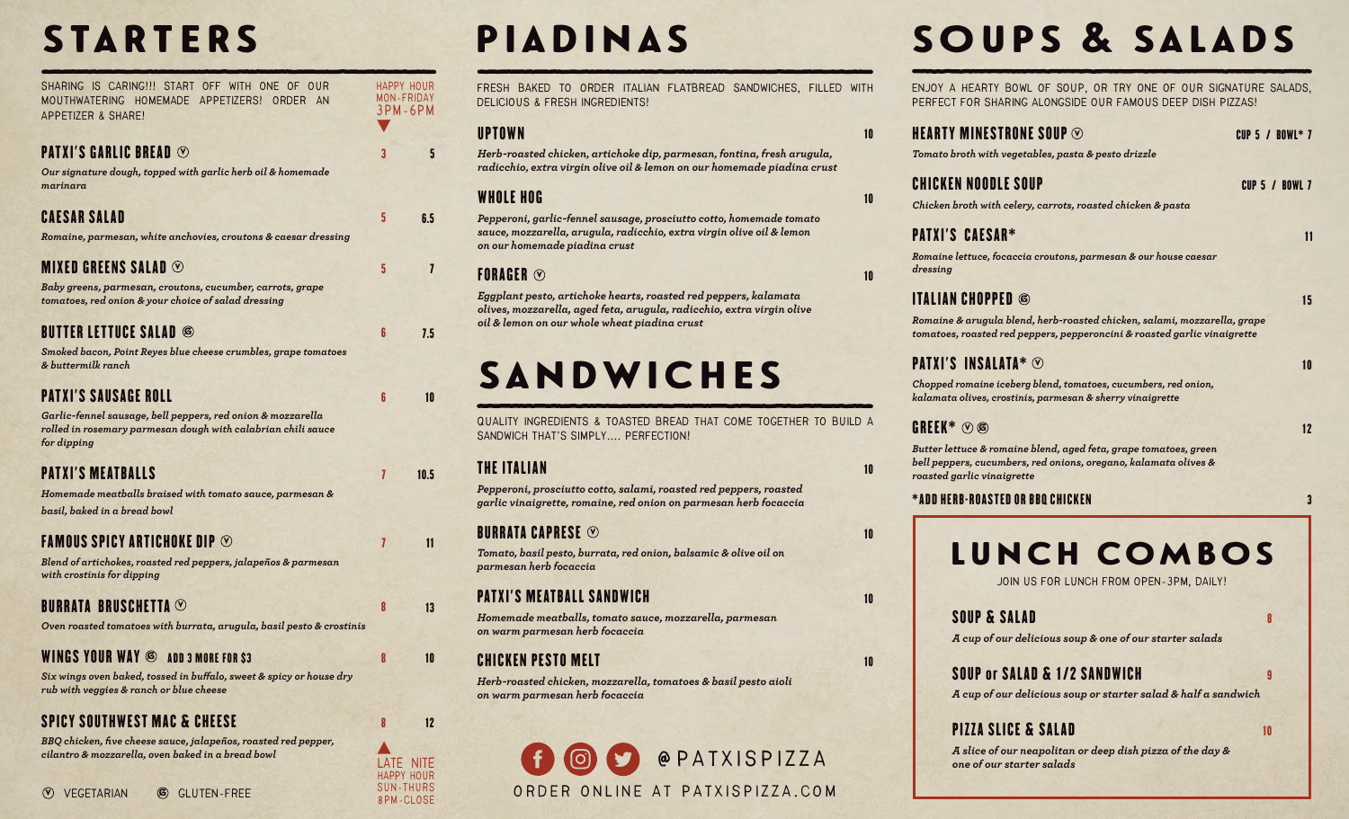# STARTERS

SHARING IS CARING!!! START OFF WITH ONE OF OUR MOUTHWATERING HOMEMADE APPETIZERS! ORDER AN APPETIZER & SHARE!

| | HAPPY HOUR MON-FRIDAY 3PM-6PM | |
|---|---|---|
| **PATXI'S GARLIC BREAD** ⓥ<br>*Our signature dough, topped with garlic herb oil & homemade marinara* | 3 | 5 |
| **CAESAR SALAD**<br>*Romaine, parmesan, white anchovies, croutons & caesar dressing* | 5 | 6.5 |
| **MIXED GREENS SALAD** ⓥ<br>*Baby greens, parmesan, croutons, cucumber, carrots, grape tomatoes, red onion & your choice of salad dressing* | 5 | 7 |
| **BUTTER LETTUCE SALAD** Ⓖ<br>*Smoked bacon, Point Reyes blue cheese crumbles, grape tomatoes & buttermilk ranch* | 6 | 7.5 |
| **PATXI'S SAUSAGE ROLL**<br>*Garlic-fennel sausage, bell peppers, red onion & mozzarella rolled in rosemary parmesan dough with calabrian chili sauce for dipping* | 6 | 10 |
| **PATXI'S MEATBALLS**<br>*Homemade meatballs braised with tomato sauce, parmesan & basil, baked in a bread bowl* | 7 | 10.5 |
| **FAMOUS SPICY ARTICHOKE DIP** ⓥ<br>*Blend of artichokes, roasted red peppers, jalapeños & parmesan with crostinis for dipping* | 7 | 11 |
| **BURRATA BRUSCHETTA** ⓥ<br>*Oven roasted tomatoes with burrata, arugula, basil pesto & crostinis* | 8 | 13 |
| **WINGS YOUR WAY** Ⓖ **ADD 3 MORE FOR $3**<br>*Six wings oven baked, tossed in buffalo, sweet & spicy or house dry rub with veggies & ranch or blue cheese* | 8 | 10 |
| **SPICY SOUTHWEST MAC & CHEESE**<br>*BBQ chicken, five cheese sauce, jalapeños, roasted red pepper, cilantro & mozzarella, oven baked in a bread bowl* | 8 | 12 |
| | LATE NITE HAPPY HOUR SUN-THURS 8PM-CLOSE | |

ⓥ VEGETARIAN Ⓖ GLUTEN-FREE

# PIADINAS

FRESH BAKED TO ORDER ITALIAN FLATBREAD SANDWICHES, FILLED WITH DELICIOUS & FRESH INGREDIENTS!

**UPTOWN** — 10
*Herb-roasted chicken, artichoke dip, parmesan, fontina, fresh arugula, radicchio, extra virgin olive oil & lemon on our homemade piadina crust*

**WHOLE HOG** — 10
*Pepperoni, garlic-fennel sausage, prosciutto cotto, homemade tomato sauce, mozzarella, arugula, radicchio, extra virgin olive oil & lemon on our homemade piadina crust*

**FORAGER** ⓥ — 10
*Eggplant pesto, artichoke hearts, roasted red peppers, kalamata olives, mozzarella, aged feta, arugula, radicchio, extra virgin olive oil & lemon on our whole wheat piadina crust*

# SANDWICHES

QUALITY INGREDIENTS & TOASTED BREAD THAT COME TOGETHER TO BUILD A SANDWICH THAT'S SIMPLY.... PERFECTION!

**THE ITALIAN** — 10
*Pepperoni, prosciutto cotto, salami, roasted red peppers, roasted garlic vinaigrette, romaine, red onion on parmesan herb focaccia*

**BURRATA CAPRESE** ⓥ — 10
*Tomato, basil pesto, burrata, red onion, balsamic & olive oil on parmesan herb focaccia*

**PATXI'S MEATBALL SANDWICH** — 10
*Homemade meatballs, tomato sauce, mozzarella, parmesan on warm parmesan herb focaccia*

**CHICKEN PESTO MELT** — 10
*Herb-roasted chicken, mozzarella, tomatoes & basil pesto aioli on warm parmesan herb focaccia*

@PATXISPIZZA

ORDER ONLINE AT PATXISPIZZA.COM

# SOUPS & SALADS

ENJOY A HEARTY BOWL OF SOUP, OR TRY ONE OF OUR SIGNATURE SALADS, PERFECT FOR SHARING ALONGSIDE OUR FAMOUS DEEP DISH PIZZAS!

**HEARTY MINESTRONE SOUP** ⓥ — CUP 5 / BOWL* 7
*Tomato broth with vegetables, pasta & pesto drizzle*

**CHICKEN NOODLE SOUP** — CUP 5 / BOWL 7
*Chicken broth with celery, carrots, roasted chicken & pasta*

**PATXI'S CAESAR*** — 11
*Romaine lettuce, focaccia croutons, parmesan & our house caesar dressing*

**ITALIAN CHOPPED** Ⓖ — 15
*Romaine & arugula blend, herb-roasted chicken, salami, mozzarella, grape tomatoes, roasted red peppers, pepperoncini & roasted garlic vinaigrette*

**PATXI'S INSALATA*** ⓥ — 10
*Chopped romaine iceberg blend, tomatoes, cucumbers, red onion, kalamata olives, crostinis, parmesan & sherry vinaigrette*

**GREEK*** ⓥ Ⓖ — 12
*Butter lettuce & romaine blend, aged feta, grape tomatoes, green bell peppers, cucumbers, red onions, oregano, kalamata olives & roasted garlic vinaigrette*

***ADD HERB-ROASTED OR BBQ CHICKEN** — 3

## LUNCH COMBOS

JOIN US FOR LUNCH FROM OPEN-3PM, DAILY!

**SOUP & SALAD** — 8
*A cup of our delicious soup & one of our starter salads*

**SOUP or SALAD & 1/2 SANDWICH** — 9
*A cup of our delicious soup or starter salad & half a sandwich*

**PIZZA SLICE & SALAD** — 10
*A slice of our neapolitan or deep dish pizza of the day & one of our starter salads*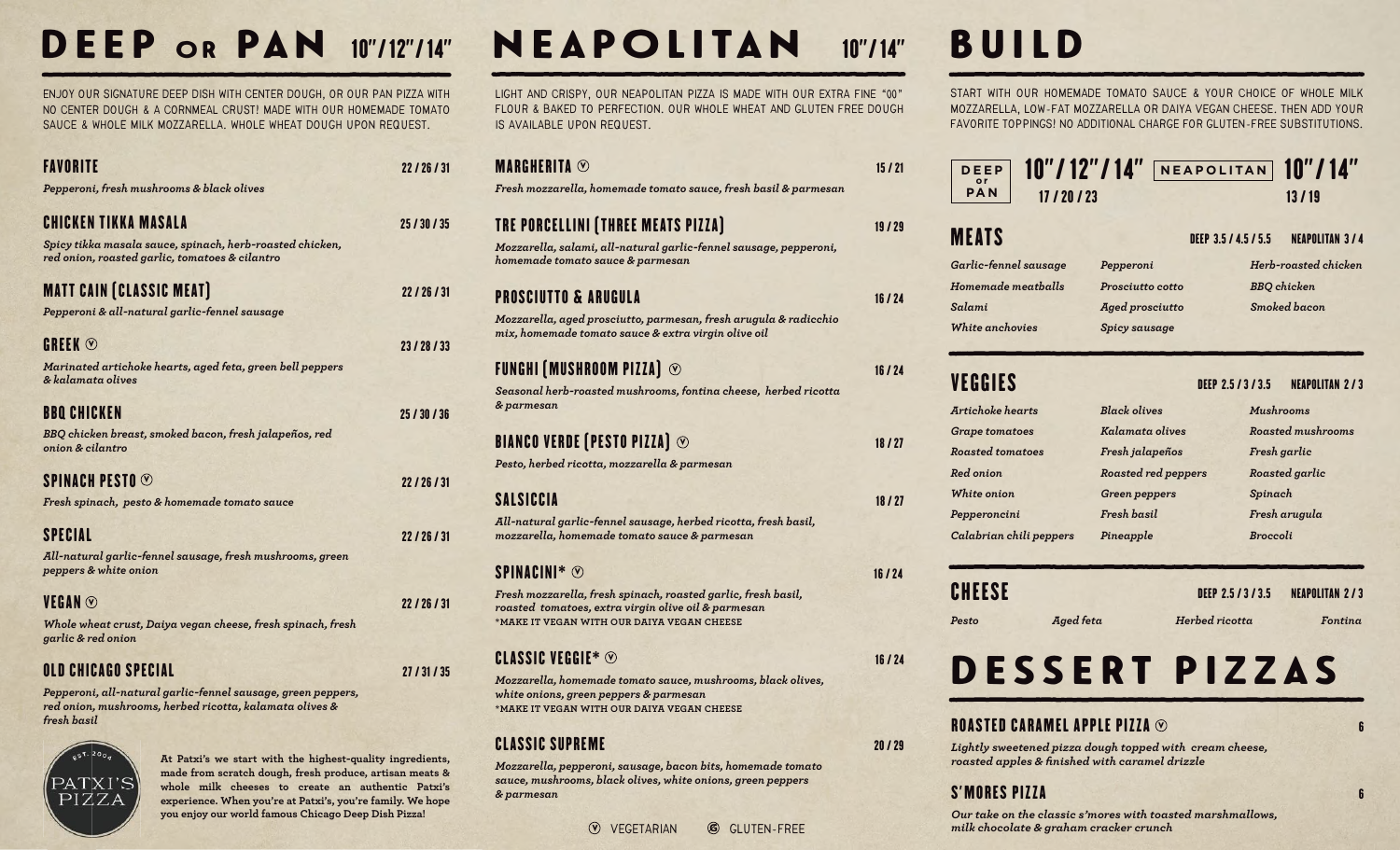# DEEP or PAN 10"/12"/14"

ENJOY OUR SIGNATURE DEEP DISH WITH CENTER DOUGH, OR OUR PAN PIZZA WITH NO CENTER DOUGH & A CORNMEAL CRUST! MADE WITH OUR HOMEMADE TOMATO SAUCE & WHOLE MILK MOZZARELLA. WHOLE WHEAT DOUGH UPON REQUEST.

### FAVORITE — 22 / 26 / 31
*Pepperoni, fresh mushrooms & black olives*

### CHICKEN TIKKA MASALA — 25 / 30 / 35
*Spicy tikka masala sauce, spinach, herb-roasted chicken, red onion, roasted garlic, tomatoes & cilantro*

### MATT CAIN (CLASSIC MEAT) — 22 / 26 / 31
*Pepperoni & all-natural garlic-fennel sausage*

### GREEK ⓥ — 23 / 28 / 33
*Marinated artichoke hearts, aged feta, green bell peppers & kalamata olives*

### BBQ CHICKEN — 25 / 30 / 36
*BBQ chicken breast, smoked bacon, fresh jalapeños, red onion & cilantro*

### SPINACH PESTO ⓥ — 22 / 26 / 31
*Fresh spinach, pesto & homemade tomato sauce*

### SPECIAL — 22 / 26 / 31
*All-natural garlic-fennel sausage, fresh mushrooms, green peppers & white onion*

### VEGAN ⓥ — 22 / 26 / 31
*Whole wheat crust, Daiya vegan cheese, fresh spinach, fresh garlic & red onion*

### OLD CHICAGO SPECIAL — 27 / 31 / 35
*Pepperoni, all-natural garlic-fennel sausage, green peppers, red onion, mushrooms, herbed ricotta, kalamata olives & fresh basil*

EST. 2004 PATXI'S PIZZA

**At Patxi's we start with the highest-quality ingredients, made from scratch dough, fresh produce, artisan meats & whole milk cheeses to create an authentic Patxi's experience. When you're at Patxi's, you're family. We hope you enjoy our world famous Chicago Deep Dish Pizza!**

# NEAPOLITAN 10"/14"

LIGHT AND CRISPY, OUR NEAPOLITAN PIZZA IS MADE WITH OUR EXTRA FINE "00" FLOUR & BAKED TO PERFECTION. OUR WHOLE WHEAT AND GLUTEN FREE DOUGH IS AVAILABLE UPON REQUEST.

### MARGHERITA ⓥ — 15 / 21
*Fresh mozzarella, homemade tomato sauce, fresh basil & parmesan*

### TRE PORCELLINI (THREE MEATS PIZZA) — 19 / 29
*Mozzarella, salami, all-natural garlic-fennel sausage, pepperoni, homemade tomato sauce & parmesan*

### PROSCIUTTO & ARUGULA — 16 / 24
*Mozzarella, aged prosciutto, parmesan, fresh arugula & radicchio mix, homemade tomato sauce & extra virgin olive oil*

### FUNGHI (MUSHROOM PIZZA) ⓥ — 16 / 24
*Seasonal herb-roasted mushrooms, fontina cheese, herbed ricotta & parmesan*

### BIANCO VERDE (PESTO PIZZA) ⓥ — 18 / 27
*Pesto, herbed ricotta, mozzarella & parmesan*

### SALSICCIA — 18 / 27
*All-natural garlic-fennel sausage, herbed ricotta, fresh basil, mozzarella, homemade tomato sauce & parmesan*

### SPINACINI* ⓥ — 16 / 24
*Fresh mozzarella, fresh spinach, roasted garlic, fresh basil, roasted tomatoes, extra virgin olive oil & parmesan*
*MAKE IT VEGAN WITH OUR DAIYA VEGAN CHEESE

### CLASSIC VEGGIE* ⓥ — 16 / 24
*Mozzarella, homemade tomato sauce, mushrooms, black olives, white onions, green peppers & parmesan*
*MAKE IT VEGAN WITH OUR DAIYA VEGAN CHEESE

### CLASSIC SUPREME — 20 / 29
*Mozzarella, pepperoni, sausage, bacon bits, homemade tomato sauce, mushrooms, black olives, white onions, green peppers & parmesan*

ⓥ VEGETARIAN ⓖ GLUTEN-FREE

# BUILD

START WITH OUR HOMEMADE TOMATO SAUCE & YOUR CHOICE OF WHOLE MILK MOZZARELLA, LOW-FAT MOZZARELLA OR DAIYA VEGAN CHEESE. THEN ADD YOUR FAVORITE TOPPINGS! NO ADDITIONAL CHARGE FOR GLUTEN-FREE SUBSTITUTIONS.

DEEP or PAN 10" / 12" / 14" — 17 / 20 / 23
NEAPOLITAN 10" / 14" — 13 / 19

## MEATS
DEEP 3.5 / 4.5 / 5.5 NEAPOLITAN 3 / 4

*Garlic-fennel sausage, Homemade meatballs, Salami, White anchovies, Pepperoni, Prosciutto cotto, Aged prosciutto, Spicy sausage, Herb-roasted chicken, BBQ chicken, Smoked bacon*

## VEGGIES
DEEP 2.5 / 3 / 3.5 NEAPOLITAN 2 / 3

*Artichoke hearts, Grape tomatoes, Roasted tomatoes, Red onion, White onion, Pepperoncini, Calabrian chili peppers, Black olives, Kalamata olives, Fresh jalapeños, Roasted red peppers, Green peppers, Fresh basil, Pineapple, Mushrooms, Roasted mushrooms, Fresh garlic, Roasted garlic, Spinach, Fresh arugula, Broccoli*

## CHEESE
DEEP 2.5 / 3 / 3.5 NEAPOLITAN 2 / 3

*Pesto, Aged feta, Herbed ricotta, Fontina*

# DESSERT PIZZAS

### ROASTED CARAMEL APPLE PIZZA ⓥ — 6
*Lightly sweetened pizza dough topped with cream cheese, roasted apples & finished with caramel drizzle*

### S'MORES PIZZA — 6
*Our take on the classic s'mores with toasted marshmallows, milk chocolate & graham cracker crunch*